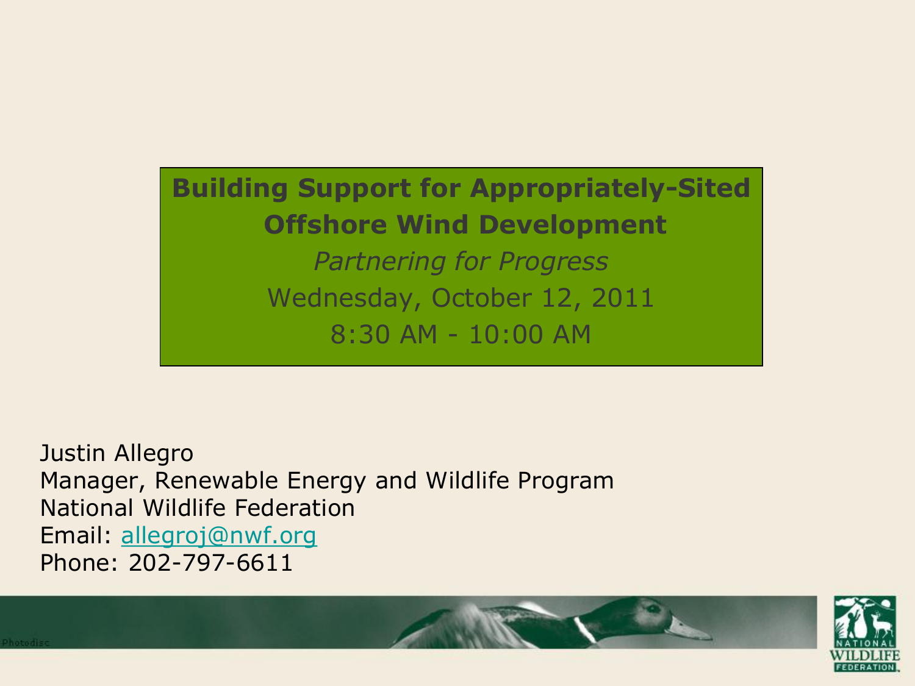# Building Support for Appropriately-Sited Offshore Wind Development

*Partnering for Progress*

Wednesday, October 12, 2011

8:30 AM - 10:00 AM

Justin Allegro
Manager, Renewable Energy and Wildlife Program
National Wildlife Federation
Email: allegroj@nwf.org
Phone: 202-797-6611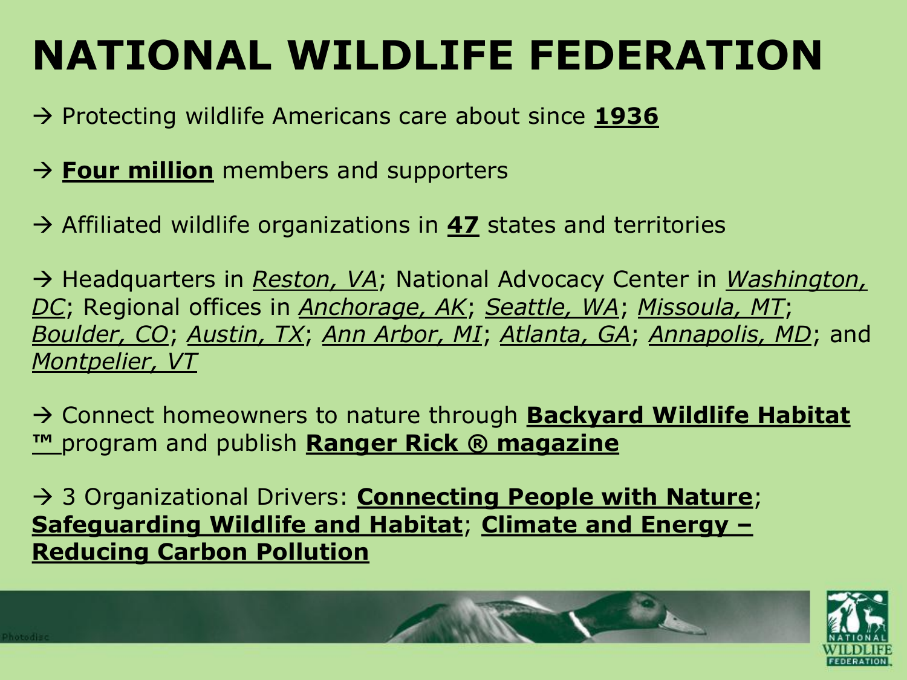# NATIONAL WILDLIFE FEDERATION

→ Protecting wildlife Americans care about since **1936**

→ **Four million** members and supporters

→ Affiliated wildlife organizations in **47** states and territories

→ Headquarters in *Reston, VA*; National Advocacy Center in *Washington, DC*; Regional offices in *Anchorage, AK*; *Seattle, WA*; *Missoula, MT*; *Boulder, CO*; *Austin, TX*; *Ann Arbor, MI*; *Atlanta, GA*; *Annapolis, MD*; and *Montpelier, VT*

→ Connect homeowners to nature through **Backyard Wildlife Habitat ™** program and publish **Ranger Rick ® magazine**

→ 3 Organizational Drivers: **Connecting People with Nature**; **Safeguarding Wildlife and Habitat**; **Climate and Energy – Reducing Carbon Pollution**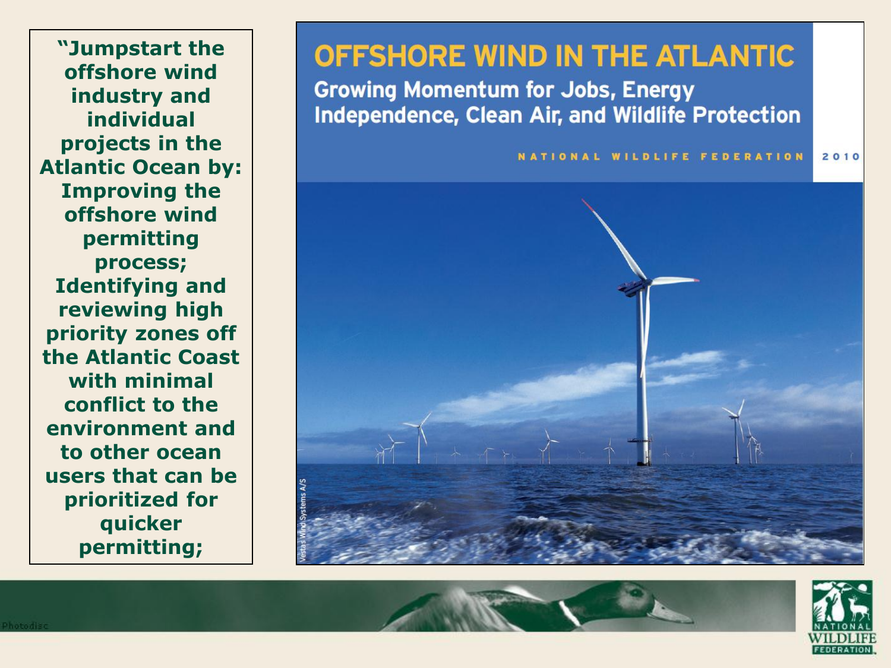**"Jumpstart the offshore wind industry and individual projects in the Atlantic Ocean by: Improving the offshore wind permitting process; Identifying and reviewing high priority zones off the Atlantic Coast with minimal conflict to the environment and to other ocean users that can be prioritized for quicker permitting;**

# OFFSHORE WIND IN THE ATLANTIC

## Growing Momentum for Jobs, Energy Independence, Clean Air, and Wildlife Protection

NATIONAL WILDLIFE FEDERATION 2010

Vestas Wind Systems A/S

Photodisc

NATIONAL WILDLIFE FEDERATION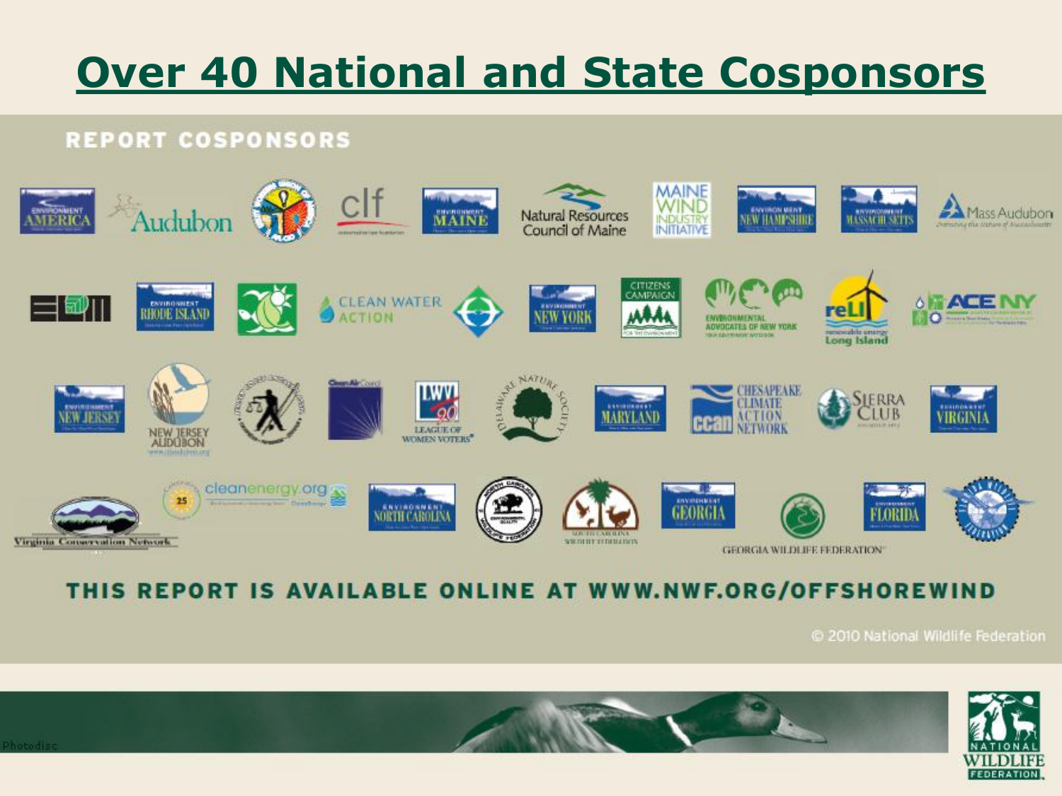# Over 40 National and State Cosponsors

REPORT COSPONSORS

THIS REPORT IS AVAILABLE ONLINE AT WWW.NWF.ORG/OFFSHOREWIND

© 2010 National Wildlife Federation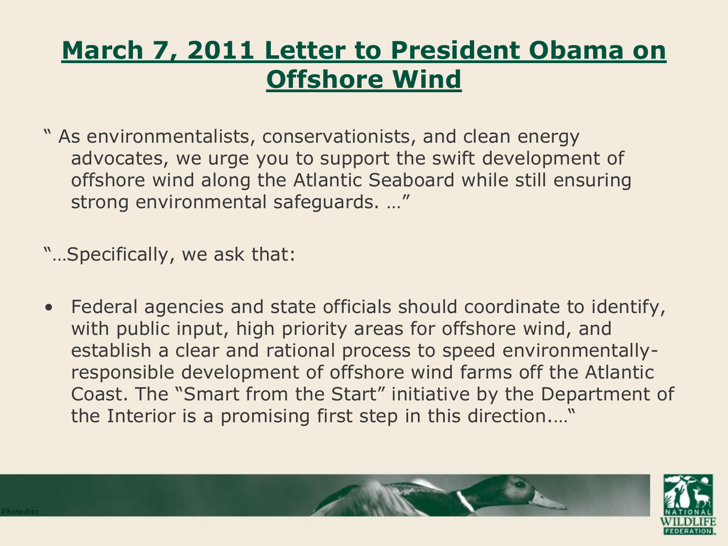# March 7, 2011 Letter to President Obama on Offshore Wind

" As environmentalists, conservationists, and clean energy advocates, we urge you to support the swift development of offshore wind along the Atlantic Seaboard while still ensuring strong environmental safeguards. …"

"…Specifically, we ask that:

- Federal agencies and state officials should coordinate to identify, with public input, high priority areas for offshore wind, and establish a clear and rational process to speed environmentally-responsible development of offshore wind farms off the Atlantic Coast. The "Smart from the Start" initiative by the Department of the Interior is a promising first step in this direction.…"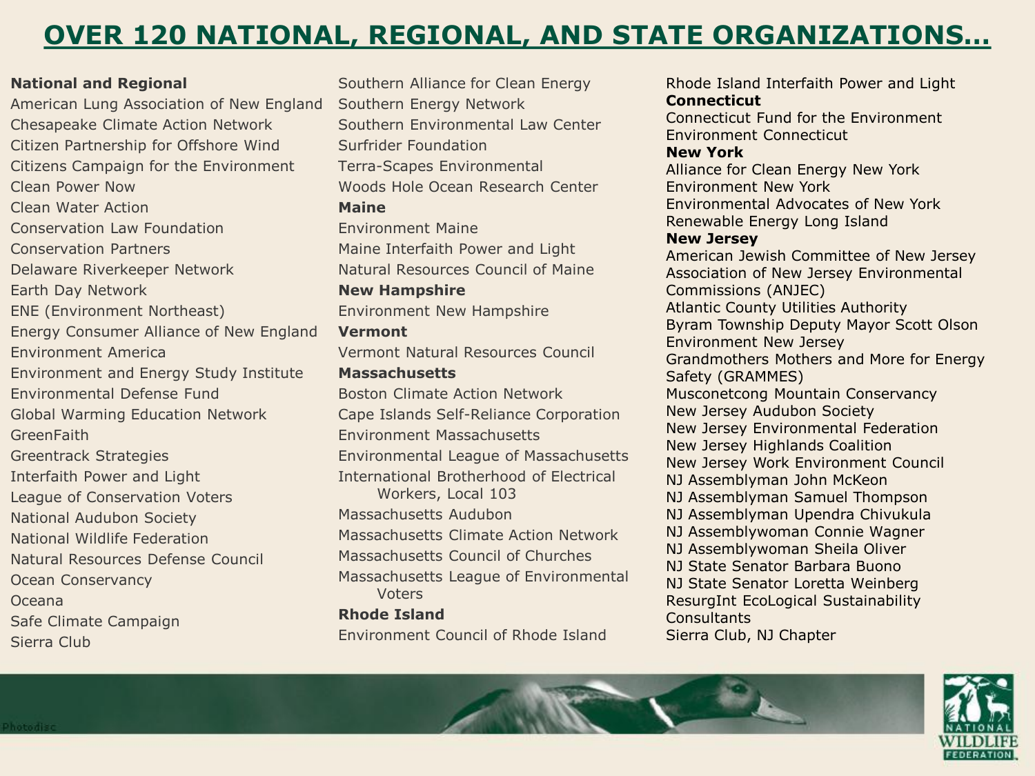# OVER 120 NATIONAL, REGIONAL, AND STATE ORGANIZATIONS…

**National and Regional**

American Lung Association of New England
Chesapeake Climate Action Network
Citizen Partnership for Offshore Wind
Citizens Campaign for the Environment
Clean Power Now
Clean Water Action
Conservation Law Foundation
Conservation Partners
Delaware Riverkeeper Network
Earth Day Network
ENE (Environment Northeast)
Energy Consumer Alliance of New England
Environment America
Environment and Energy Study Institute
Environmental Defense Fund
Global Warming Education Network
GreenFaith
Greentrack Strategies
Interfaith Power and Light
League of Conservation Voters
National Audubon Society
National Wildlife Federation
Natural Resources Defense Council
Ocean Conservancy
Oceana
Safe Climate Campaign
Sierra Club
Southern Alliance for Clean Energy
Southern Energy Network
Southern Environmental Law Center
Surfrider Foundation
Terra-Scapes Environmental
Woods Hole Ocean Research Center

**Maine**

Environment Maine
Maine Interfaith Power and Light
Natural Resources Council of Maine

**New Hampshire**

Environment New Hampshire

**Vermont**

Vermont Natural Resources Council

**Massachusetts**

Boston Climate Action Network
Cape Islands Self-Reliance Corporation
Environment Massachusetts
Environmental League of Massachusetts
International Brotherhood of Electrical Workers, Local 103
Massachusetts Audubon
Massachusetts Climate Action Network
Massachusetts Council of Churches
Massachusetts League of Environmental Voters

**Rhode Island**

Environment Council of Rhode Island
Rhode Island Interfaith Power and Light

**Connecticut**

Connecticut Fund for the Environment
Environment Connecticut

**New York**

Alliance for Clean Energy New York
Environment New York
Environmental Advocates of New York
Renewable Energy Long Island

**New Jersey**

American Jewish Committee of New Jersey
Association of New Jersey Environmental Commissions (ANJEC)
Atlantic County Utilities Authority
Byram Township Deputy Mayor Scott Olson
Environment New Jersey
Grandmothers Mothers and More for Energy Safety (GRAMMES)
Musconetcong Mountain Conservancy
New Jersey Audubon Society
New Jersey Environmental Federation
New Jersey Highlands Coalition
New Jersey Work Environment Council
NJ Assemblyman John McKeon
NJ Assemblyman Samuel Thompson
NJ Assemblyman Upendra Chivukula
NJ Assemblywoman Connie Wagner
NJ Assemblywoman Sheila Oliver
NJ State Senator Barbara Buono
NJ State Senator Loretta Weinberg
ResurgInt EcoLogical Sustainability Consultants
Sierra Club, NJ Chapter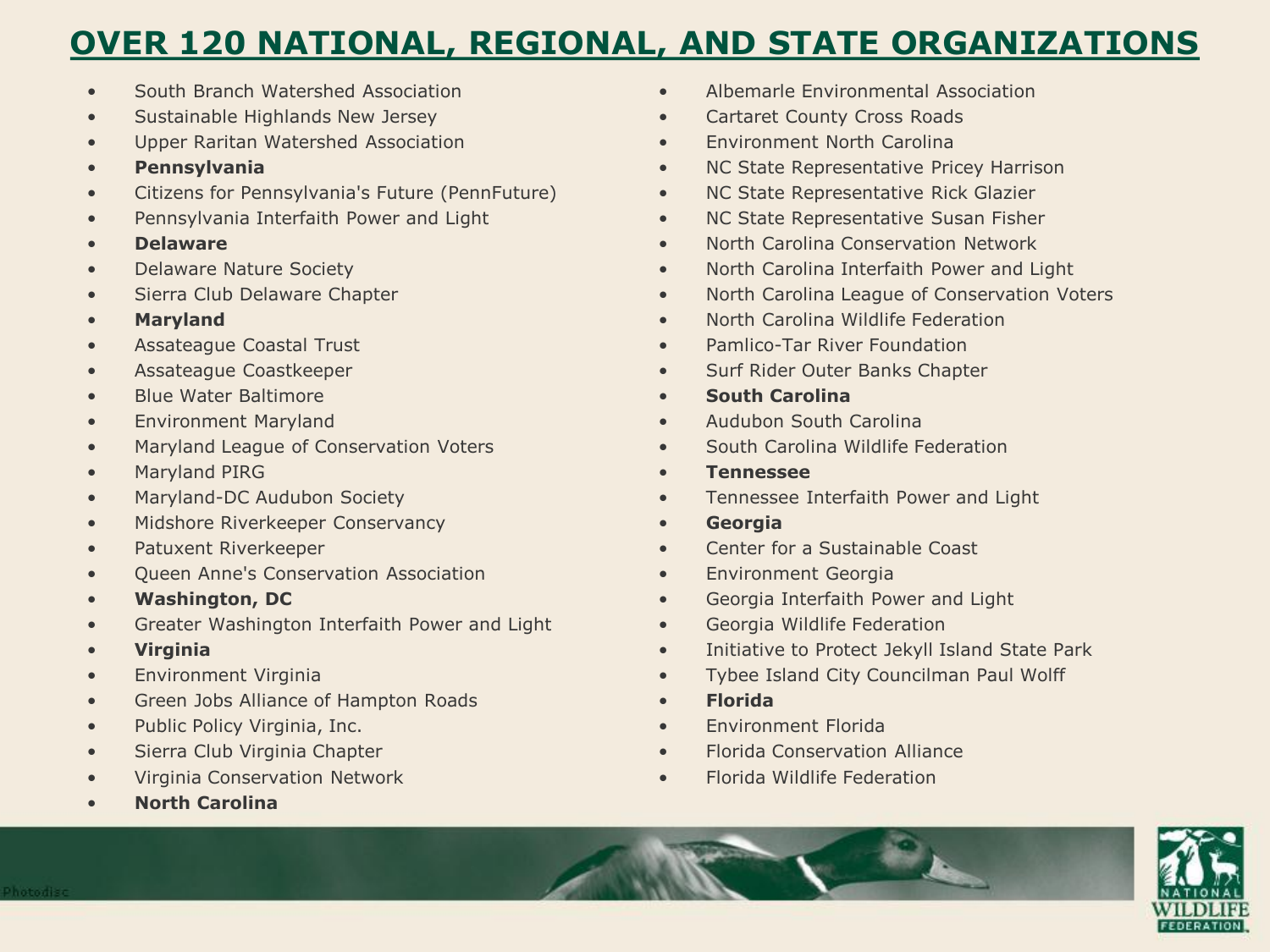# OVER 120 NATIONAL, REGIONAL, AND STATE ORGANIZATIONS

- South Branch Watershed Association
- Sustainable Highlands New Jersey
- Upper Raritan Watershed Association
- **Pennsylvania**
- Citizens for Pennsylvania's Future (PennFuture)
- Pennsylvania Interfaith Power and Light
- **Delaware**
- Delaware Nature Society
- Sierra Club Delaware Chapter
- **Maryland**
- Assateague Coastal Trust
- Assateague Coastkeeper
- Blue Water Baltimore
- Environment Maryland
- Maryland League of Conservation Voters
- Maryland PIRG
- Maryland-DC Audubon Society
- Midshore Riverkeeper Conservancy
- Patuxent Riverkeeper
- Queen Anne's Conservation Association
- **Washington, DC**
- Greater Washington Interfaith Power and Light
- **Virginia**
- Environment Virginia
- Green Jobs Alliance of Hampton Roads
- Public Policy Virginia, Inc.
- Sierra Club Virginia Chapter
- Virginia Conservation Network
- **North Carolina**
- Albemarle Environmental Association
- Cartaret County Cross Roads
- Environment North Carolina
- NC State Representative Pricey Harrison
- NC State Representative Rick Glazier
- NC State Representative Susan Fisher
- North Carolina Conservation Network
- North Carolina Interfaith Power and Light
- North Carolina League of Conservation Voters
- North Carolina Wildlife Federation
- Pamlico-Tar River Foundation
- Surf Rider Outer Banks Chapter
- **South Carolina**
- Audubon South Carolina
- South Carolina Wildlife Federation
- **Tennessee**
- Tennessee Interfaith Power and Light
- **Georgia**
- Center for a Sustainable Coast
- Environment Georgia
- Georgia Interfaith Power and Light
- Georgia Wildlife Federation
- Initiative to Protect Jekyll Island State Park
- Tybee Island City Councilman Paul Wolff
- **Florida**
- Environment Florida
- Florida Conservation Alliance
- Florida Wildlife Federation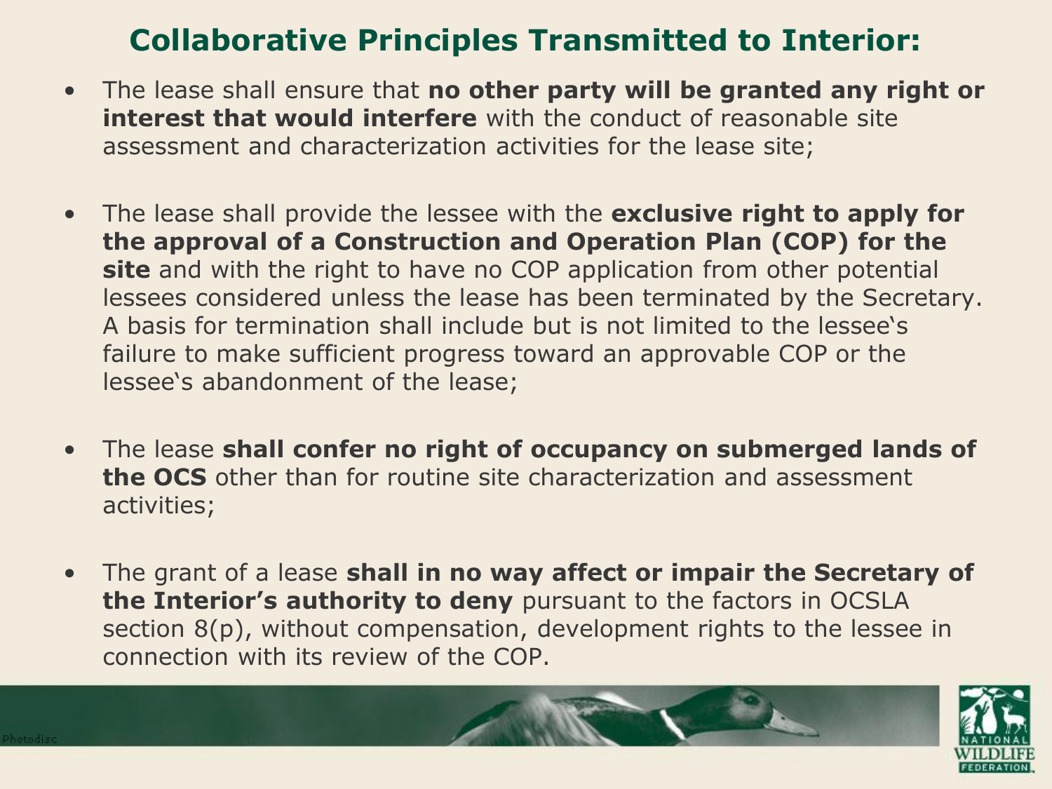# Collaborative Principles Transmitted to Interior:

- The lease shall ensure that **no other party will be granted any right or interest that would interfere** with the conduct of reasonable site assessment and characterization activities for the lease site;

- The lease shall provide the lessee with the **exclusive right to apply for the approval of a Construction and Operation Plan (COP) for the site** and with the right to have no COP application from other potential lessees considered unless the lease has been terminated by the Secretary. A basis for termination shall include but is not limited to the lessee's failure to make sufficient progress toward an approvable COP or the lessee's abandonment of the lease;

- The lease **shall confer no right of occupancy on submerged lands of the OCS** other than for routine site characterization and assessment activities;

- The grant of a lease **shall in no way affect or impair the Secretary of the Interior's authority to deny** pursuant to the factors in OCSLA section 8(p), without compensation, development rights to the lessee in connection with its review of the COP.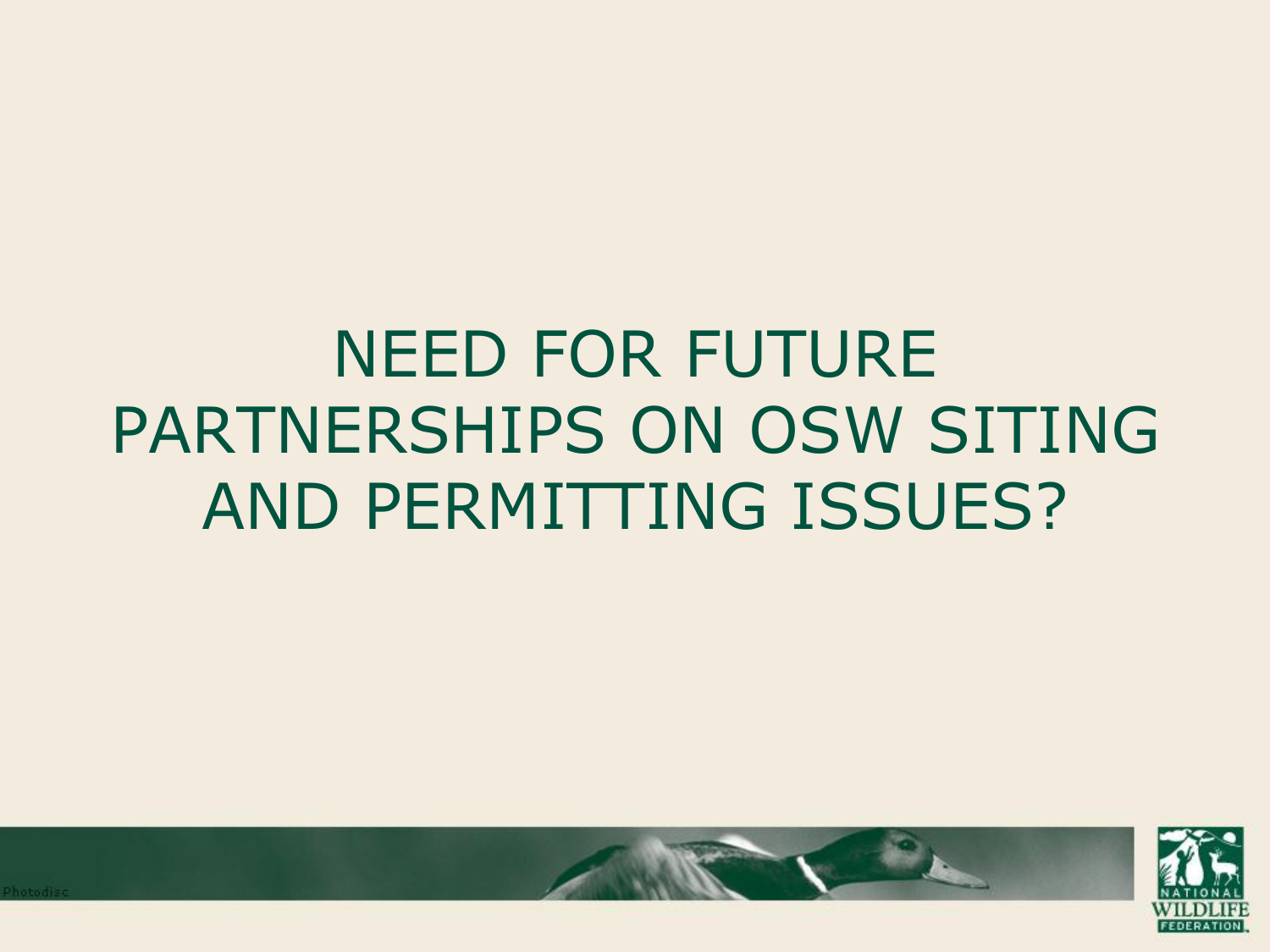# NEED FOR FUTURE PARTNERSHIPS ON OSW SITING AND PERMITTING ISSUES?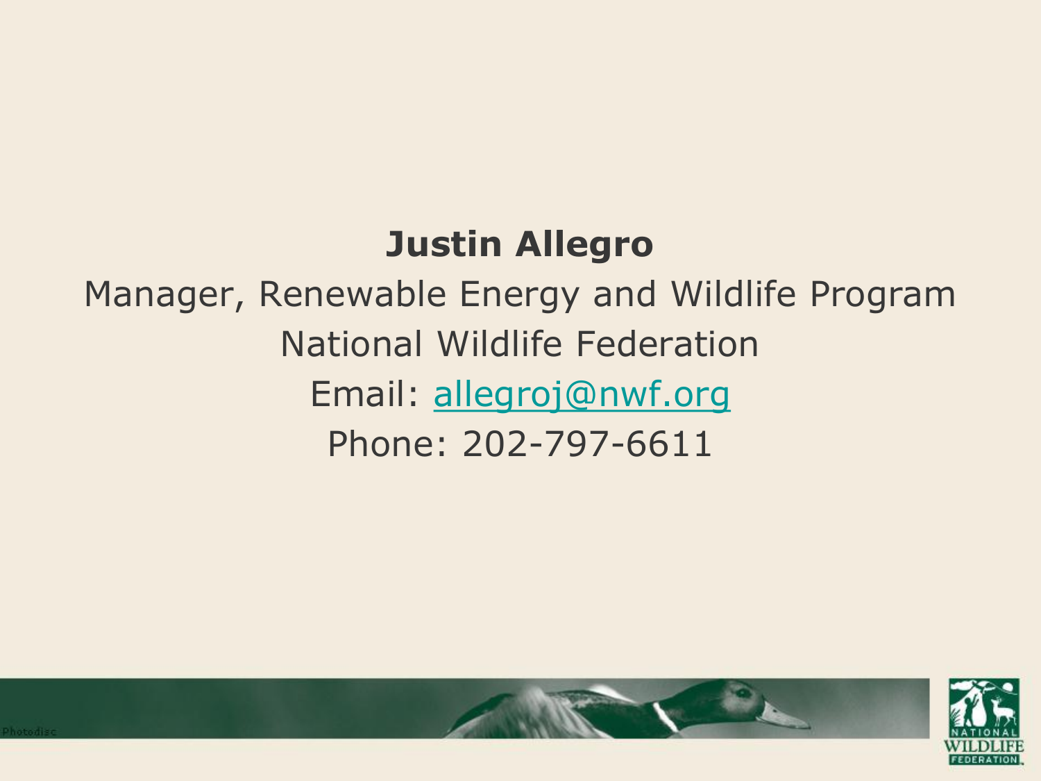**Justin Allegro**

Manager, Renewable Energy and Wildlife Program

National Wildlife Federation

Email: allegroj@nwf.org

Phone: 202-797-6611